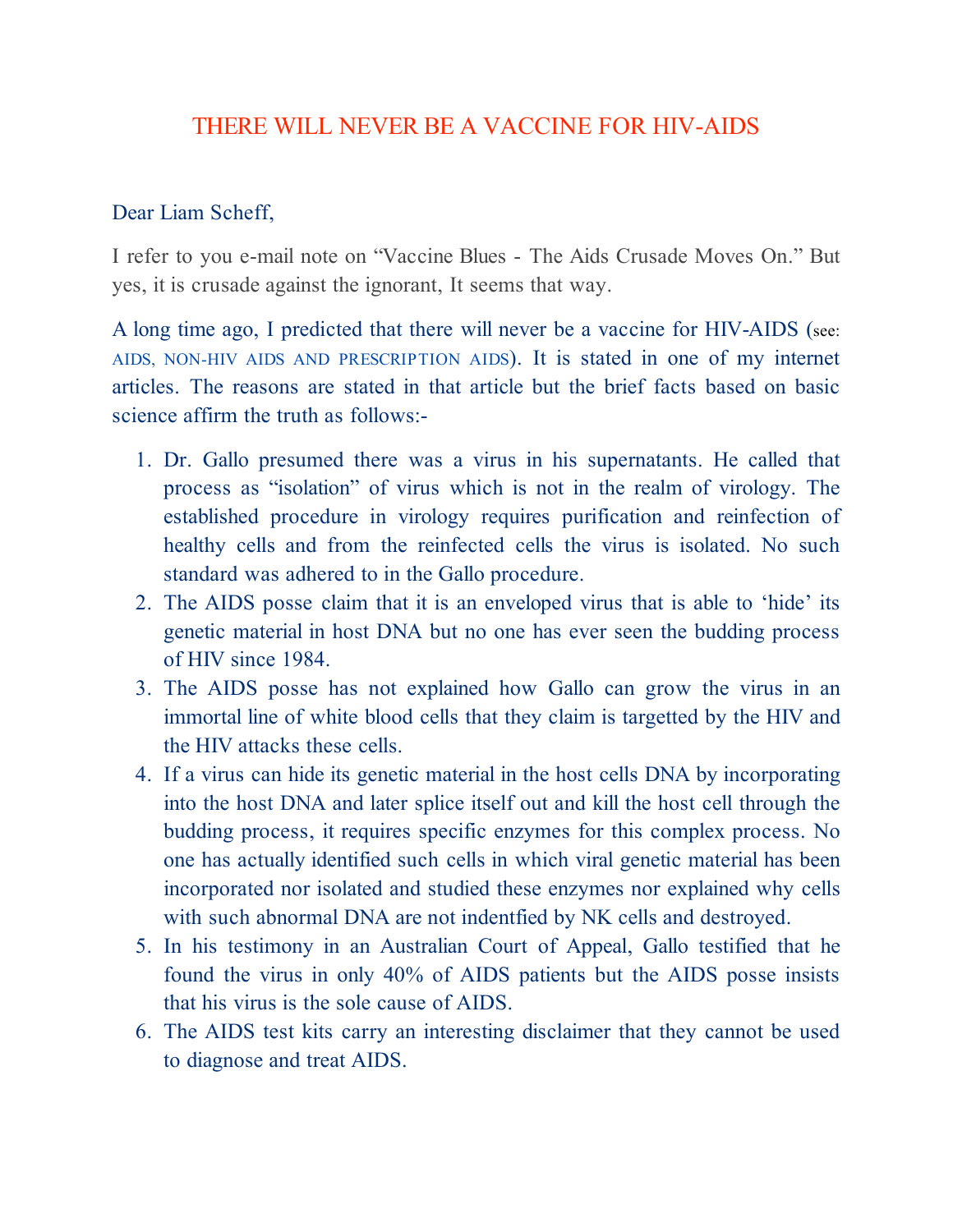# THERE WILL NEVER BE A VACCINE FOR HIV-AIDS

Dear Liam Scheff,

I refer to you e-mail note on "Vaccine Blues - The Aids Crusade Moves On." But yes, it is crusade against the ignorant, It seems that way.

A long time ago, I predicted that there will never be a vaccine for HIV-AIDS (see: AIDS, NON-HIV AIDS AND PRESCRIPTION AIDS). It is stated in one of my internet articles. The reasons are stated in that article but the brief facts based on basic science affirm the truth as follows:-

1. Dr. Gallo presumed there was a virus in his supernatants. He called that process as "isolation" of virus which is not in the realm of virology. The established procedure in virology requires purification and reinfection of healthy cells and from the reinfected cells the virus is isolated. No such standard was adhered to in the Gallo procedure.
2. The AIDS posse claim that it is an enveloped virus that is able to 'hide' its genetic material in host DNA but no one has ever seen the budding process of HIV since 1984.
3. The AIDS posse has not explained how Gallo can grow the virus in an immortal line of white blood cells that they claim is targetted by the HIV and the HIV attacks these cells.
4. If a virus can hide its genetic material in the host cells DNA by incorporating into the host DNA and later splice itself out and kill the host cell through the budding process, it requires specific enzymes for this complex process. No one has actually identified such cells in which viral genetic material has been incorporated nor isolated and studied these enzymes nor explained why cells with such abnormal DNA are not indentfied by NK cells and destroyed.
5. In his testimony in an Australian Court of Appeal, Gallo testified that he found the virus in only 40% of AIDS patients but the AIDS posse insists that his virus is the sole cause of AIDS.
6. The AIDS test kits carry an interesting disclaimer that they cannot be used to diagnose and treat AIDS.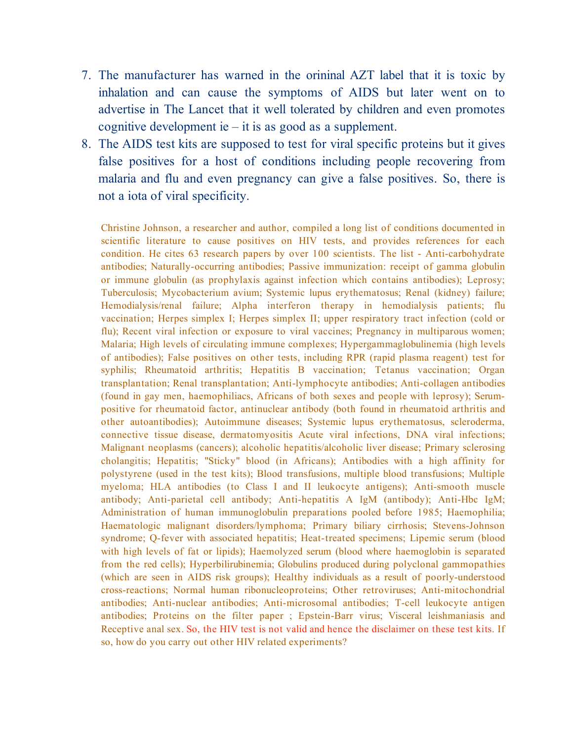7. The manufacturer has warned in the orininal AZT label that it is toxic by inhalation and can cause the symptoms of AIDS but later went on to advertise in The Lancet that it well tolerated by children and even promotes cognitive development ie – it is as good as a supplement.
8. The AIDS test kits are supposed to test for viral specific proteins but it gives false positives for a host of conditions including people recovering from malaria and flu and even pregnancy can give a false positives. So, there is not a iota of viral specificity.

Christine Johnson, a researcher and author, compiled a long list of conditions documented in scientific literature to cause positives on HIV tests, and provides references for each condition. He cites 63 research papers by over 100 scientists. The list - Anti-carbohydrate antibodies; Naturally-occurring antibodies; Passive immunization: receipt of gamma globulin or immune globulin (as prophylaxis against infection which contains antibodies); Leprosy; Tuberculosis; Mycobacterium avium; Systemic lupus erythematosus; Renal (kidney) failure; Hemodialysis/renal failure; Alpha interferon therapy in hemodialysis patients; flu vaccination; Herpes simplex I; Herpes simplex II; upper respiratory tract infection (cold or flu); Recent viral infection or exposure to viral vaccines; Pregnancy in multiparous women; Malaria; High levels of circulating immune complexes; Hypergammaglobulinemia (high levels of antibodies); False positives on other tests, including RPR (rapid plasma reagent) test for syphilis; Rheumatoid arthritis; Hepatitis B vaccination; Tetanus vaccination; Organ transplantation; Renal transplantation; Anti-lymphocyte antibodies; Anti-collagen antibodies (found in gay men, haemophiliacs, Africans of both sexes and people with leprosy); Serum-positive for rheumatoid factor, antinuclear antibody (both found in rheumatoid arthritis and other autoantibodies); Autoimmune diseases; Systemic lupus erythematosus, scleroderma, connective tissue disease, dermatomyositis Acute viral infections, DNA viral infections; Malignant neoplasms (cancers); alcoholic hepatitis/alcoholic liver disease; Primary sclerosing cholangitis; Hepatitis; "Sticky" blood (in Africans); Antibodies with a high affinity for polystyrene (used in the test kits); Blood transfusions, multiple blood transfusions; Multiple myeloma; HLA antibodies (to Class I and II leukocyte antigens); Anti-smooth muscle antibody; Anti-parietal cell antibody; Anti-hepatitis A IgM (antibody); Anti-Hbc IgM; Administration of human immunoglobulin preparations pooled before 1985; Haemophilia; Haematologic malignant disorders/lymphoma; Primary biliary cirrhosis; Stevens-Johnson syndrome; Q-fever with associated hepatitis; Heat-treated specimens; Lipemic serum (blood with high levels of fat or lipids); Haemolyzed serum (blood where haemoglobin is separated from the red cells); Hyperbilirubinemia; Globulins produced during polyclonal gammopathies (which are seen in AIDS risk groups); Healthy individuals as a result of poorly-understood cross-reactions; Normal human ribonucleoproteins; Other retroviruses; Anti-mitochondrial antibodies; Anti-nuclear antibodies; Anti-microsomal antibodies; T-cell leukocyte antigen antibodies; Proteins on the filter paper ; Epstein-Barr virus; Visceral leishmaniasis and Receptive anal sex. So, the HIV test is not valid and hence the disclaimer on these test kits. If so, how do you carry out other HIV related experiments?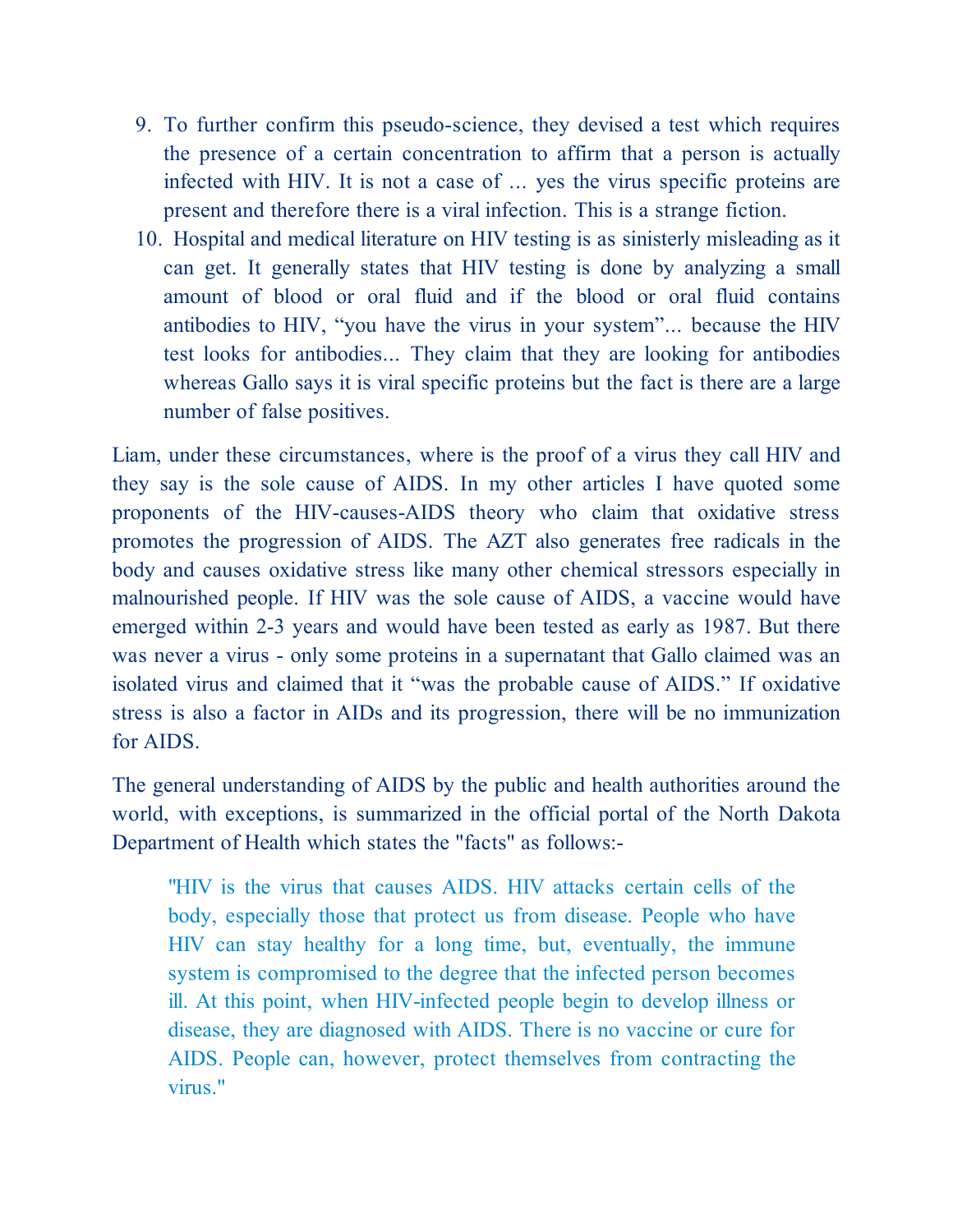9. To further confirm this pseudo-science, they devised a test which requires the presence of a certain concentration to affirm that a person is actually infected with HIV. It is not a case of ... yes the virus specific proteins are present and therefore there is a viral infection. This is a strange fiction.
10. Hospital and medical literature on HIV testing is as sinisterly misleading as it can get. It generally states that HIV testing is done by analyzing a small amount of blood or oral fluid and if the blood or oral fluid contains antibodies to HIV, "you have the virus in your system"... because the HIV test looks for antibodies... They claim that they are looking for antibodies whereas Gallo says it is viral specific proteins but the fact is there are a large number of false positives.

Liam, under these circumstances, where is the proof of a virus they call HIV and they say is the sole cause of AIDS. In my other articles I have quoted some proponents of the HIV-causes-AIDS theory who claim that oxidative stress promotes the progression of AIDS. The AZT also generates free radicals in the body and causes oxidative stress like many other chemical stressors especially in malnourished people. If HIV was the sole cause of AIDS, a vaccine would have emerged within 2-3 years and would have been tested as early as 1987. But there was never a virus - only some proteins in a supernatant that Gallo claimed was an isolated virus and claimed that it "was the probable cause of AIDS." If oxidative stress is also a factor in AIDs and its progression, there will be no immunization for AIDS.

The general understanding of AIDS by the public and health authorities around the world, with exceptions, is summarized in the official portal of the North Dakota Department of Health which states the "facts" as follows:-

> "HIV is the virus that causes AIDS. HIV attacks certain cells of the body, especially those that protect us from disease. People who have HIV can stay healthy for a long time, but, eventually, the immune system is compromised to the degree that the infected person becomes ill. At this point, when HIV-infected people begin to develop illness or disease, they are diagnosed with AIDS. There is no vaccine or cure for AIDS. People can, however, protect themselves from contracting the virus."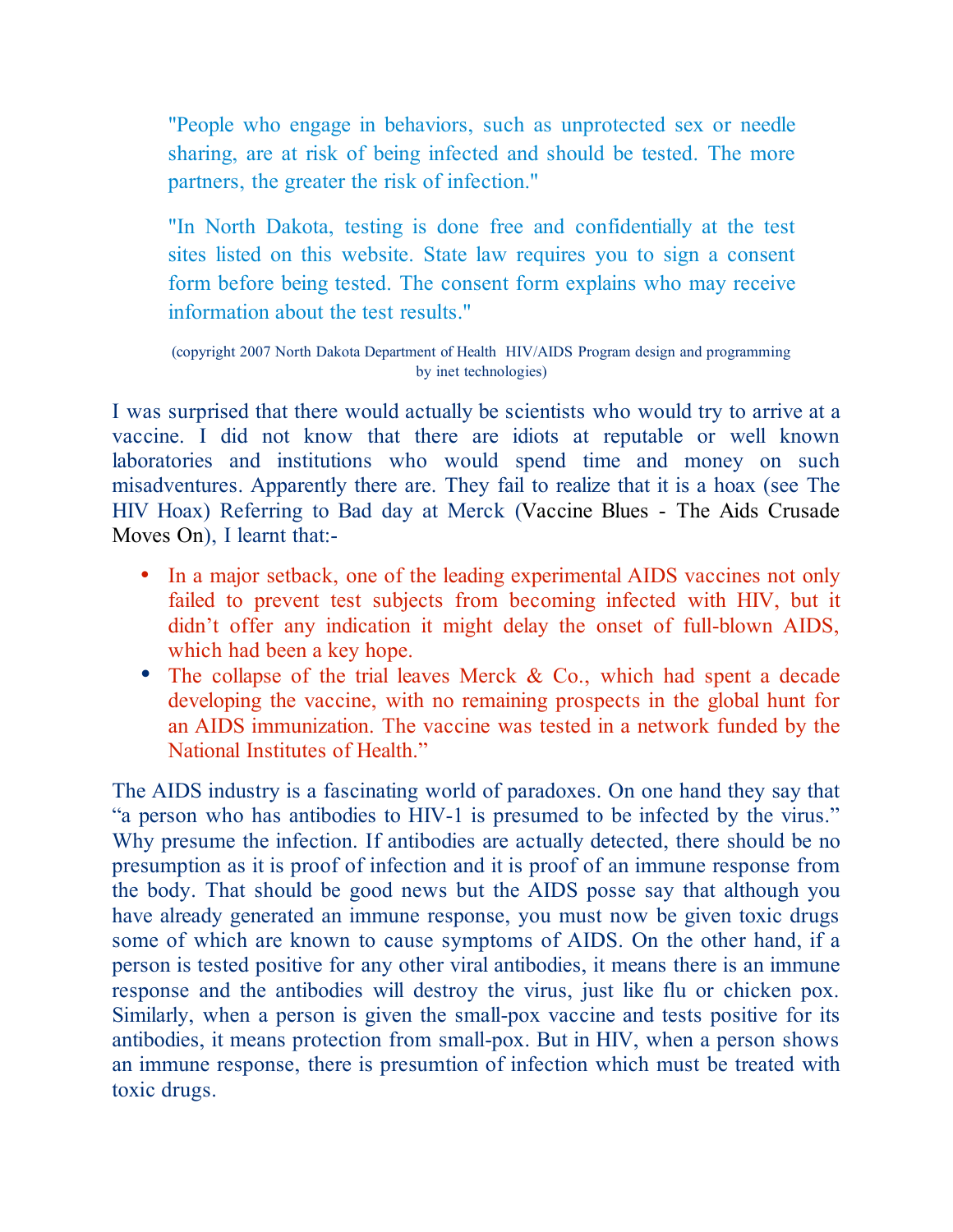> "People who engage in behaviors, such as unprotected sex or needle sharing, are at risk of being infected and should be tested. The more partners, the greater the risk of infection."
>
> "In North Dakota, testing is done free and confidentially at the test sites listed on this website. State law requires you to sign a consent form before being tested. The consent form explains who may receive information about the test results."
>
> (copyright 2007 North Dakota Department of Health HIV/AIDS Program design and programming by inet technologies)

I was surprised that there would actually be scientists who would try to arrive at a vaccine. I did not know that there are idiots at reputable or well known laboratories and institutions who would spend time and money on such misadventures. Apparently there are. They fail to realize that it is a hoax (see The HIV Hoax) Referring to Bad day at Merck (Vaccine Blues - The Aids Crusade Moves On), I learnt that:-

- In a major setback, one of the leading experimental AIDS vaccines not only failed to prevent test subjects from becoming infected with HIV, but it didn't offer any indication it might delay the onset of full-blown AIDS, which had been a key hope.
- The collapse of the trial leaves Merck & Co., which had spent a decade developing the vaccine, with no remaining prospects in the global hunt for an AIDS immunization. The vaccine was tested in a network funded by the National Institutes of Health."

The AIDS industry is a fascinating world of paradoxes. On one hand they say that "a person who has antibodies to HIV-1 is presumed to be infected by the virus." Why presume the infection. If antibodies are actually detected, there should be no presumption as it is proof of infection and it is proof of an immune response from the body. That should be good news but the AIDS posse say that although you have already generated an immune response, you must now be given toxic drugs some of which are known to cause symptoms of AIDS. On the other hand, if a person is tested positive for any other viral antibodies, it means there is an immune response and the antibodies will destroy the virus, just like flu or chicken pox. Similarly, when a person is given the small-pox vaccine and tests positive for its antibodies, it means protection from small-pox. But in HIV, when a person shows an immune response, there is presumtion of infection which must be treated with toxic drugs.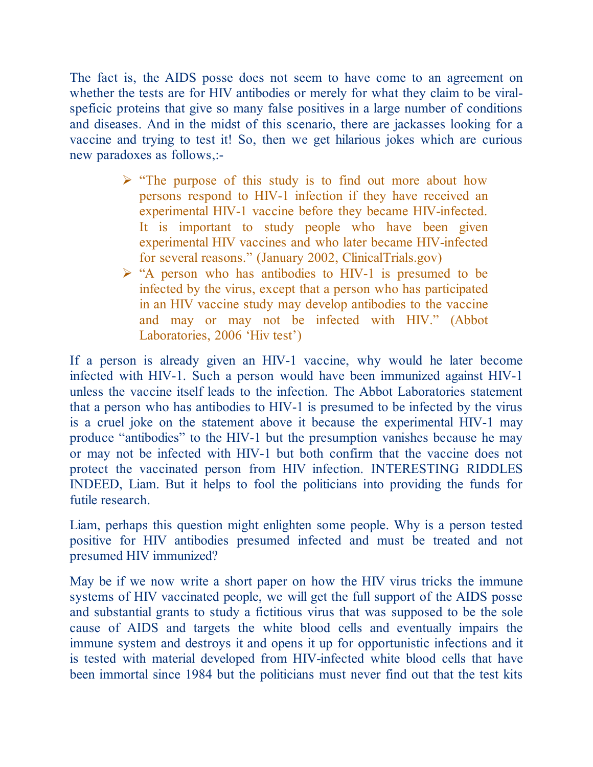The fact is, the AIDS posse does not seem to have come to an agreement on whether the tests are for HIV antibodies or merely for what they claim to be viral-speficic proteins that give so many false positives in a large number of conditions and diseases. And in the midst of this scenario, there are jackasses looking for a vaccine and trying to test it! So, then we get hilarious jokes which are curious new paradoxes as follows,:-

> "The purpose of this study is to find out more about how persons respond to HIV-1 infection if they have received an experimental HIV-1 vaccine before they became HIV-infected. It is important to study people who have been given experimental HIV vaccines and who later became HIV-infected for several reasons." (January 2002, ClinicalTrials.gov)

> "A person who has antibodies to HIV-1 is presumed to be infected by the virus, except that a person who has participated in an HIV vaccine study may develop antibodies to the vaccine and may or may not be infected with HIV." (Abbot Laboratories, 2006 'Hiv test')

If a person is already given an HIV-1 vaccine, why would he later become infected with HIV-1. Such a person would have been immunized against HIV-1 unless the vaccine itself leads to the infection. The Abbot Laboratories statement that a person who has antibodies to HIV-1 is presumed to be infected by the virus is a cruel joke on the statement above it because the experimental HIV-1 may produce "antibodies" to the HIV-1 but the presumption vanishes because he may or may not be infected with HIV-1 but both confirm that the vaccine does not protect the vaccinated person from HIV infection. INTERESTING RIDDLES INDEED, Liam. But it helps to fool the politicians into providing the funds for futile research.

Liam, perhaps this question might enlighten some people. Why is a person tested positive for HIV antibodies presumed infected and must be treated and not presumed HIV immunized?

May be if we now write a short paper on how the HIV virus tricks the immune systems of HIV vaccinated people, we will get the full support of the AIDS posse and substantial grants to study a fictitious virus that was supposed to be the sole cause of AIDS and targets the white blood cells and eventually impairs the immune system and destroys it and opens it up for opportunistic infections and it is tested with material developed from HIV-infected white blood cells that have been immortal since 1984 but the politicians must never find out that the test kits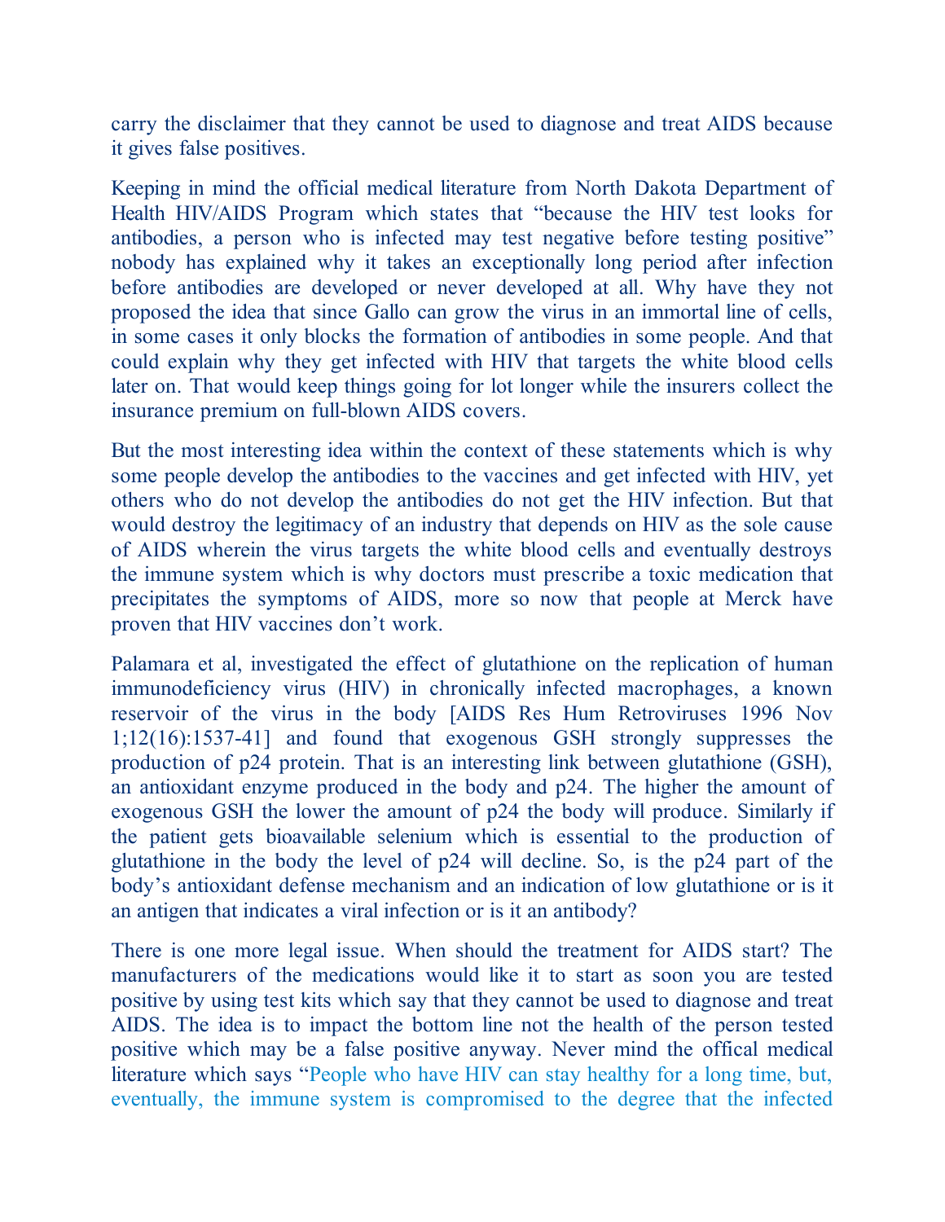carry the disclaimer that they cannot be used to diagnose and treat AIDS because it gives false positives.

Keeping in mind the official medical literature from North Dakota Department of Health HIV/AIDS Program which states that "because the HIV test looks for antibodies, a person who is infected may test negative before testing positive" nobody has explained why it takes an exceptionally long period after infection before antibodies are developed or never developed at all. Why have they not proposed the idea that since Gallo can grow the virus in an immortal line of cells, in some cases it only blocks the formation of antibodies in some people. And that could explain why they get infected with HIV that targets the white blood cells later on. That would keep things going for lot longer while the insurers collect the insurance premium on full-blown AIDS covers.

But the most interesting idea within the context of these statements which is why some people develop the antibodies to the vaccines and get infected with HIV, yet others who do not develop the antibodies do not get the HIV infection. But that would destroy the legitimacy of an industry that depends on HIV as the sole cause of AIDS wherein the virus targets the white blood cells and eventually destroys the immune system which is why doctors must prescribe a toxic medication that precipitates the symptoms of AIDS, more so now that people at Merck have proven that HIV vaccines don't work.

Palamara et al, investigated the effect of glutathione on the replication of human immunodeficiency virus (HIV) in chronically infected macrophages, a known reservoir of the virus in the body [AIDS Res Hum Retroviruses 1996 Nov 1;12(16):1537-41] and found that exogenous GSH strongly suppresses the production of p24 protein. That is an interesting link between glutathione (GSH), an antioxidant enzyme produced in the body and p24. The higher the amount of exogenous GSH the lower the amount of p24 the body will produce. Similarly if the patient gets bioavailable selenium which is essential to the production of glutathione in the body the level of p24 will decline. So, is the p24 part of the body's antioxidant defense mechanism and an indication of low glutathione or is it an antigen that indicates a viral infection or is it an antibody?

There is one more legal issue. When should the treatment for AIDS start? The manufacturers of the medications would like it to start as soon you are tested positive by using test kits which say that they cannot be used to diagnose and treat AIDS. The idea is to impact the bottom line not the health of the person tested positive which may be a false positive anyway. Never mind the offical medical literature which says "People who have HIV can stay healthy for a long time, but, eventually, the immune system is compromised to the degree that the infected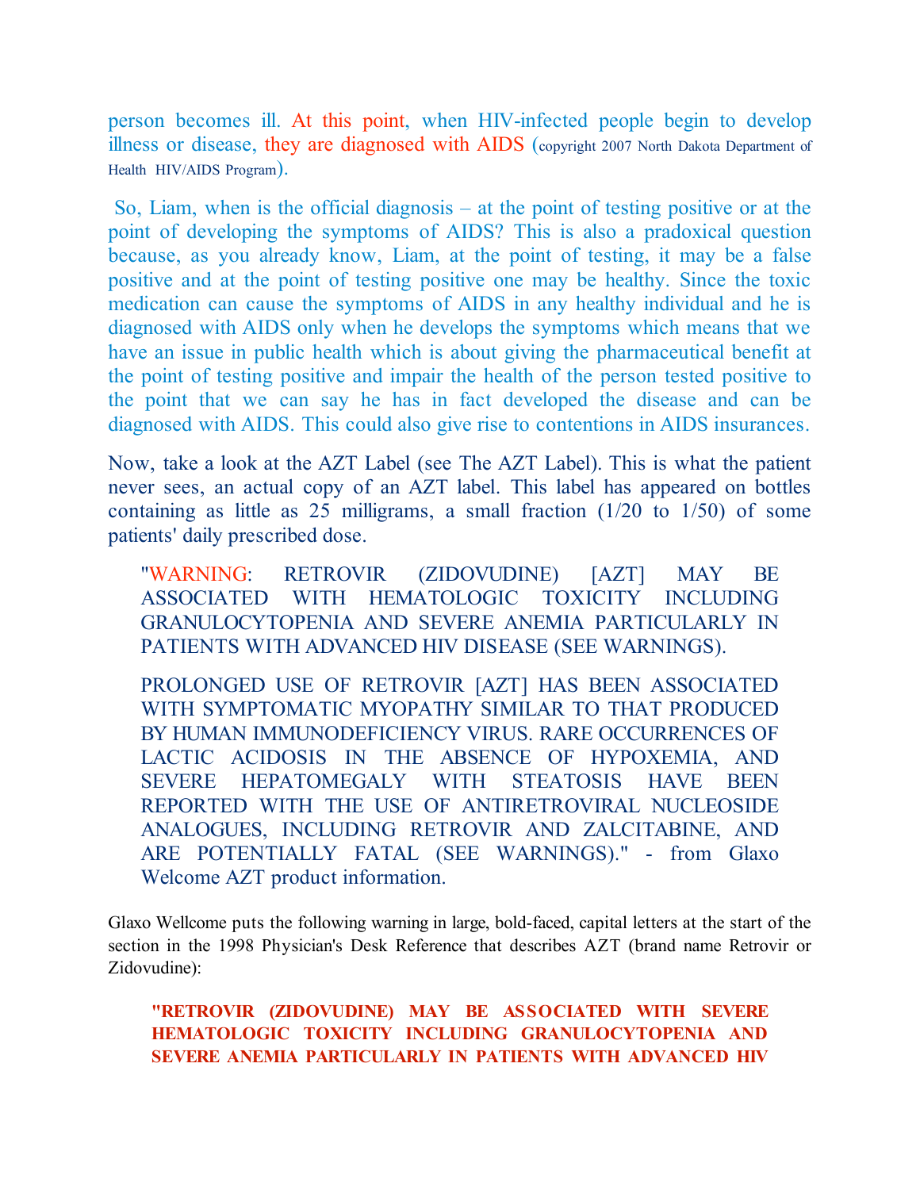person becomes ill. At this point, when HIV-infected people begin to develop illness or disease, they are diagnosed with AIDS (copyright 2007 North Dakota Department of Health HIV/AIDS Program).

So, Liam, when is the official diagnosis – at the point of testing positive or at the point of developing the symptoms of AIDS? This is also a pradoxical question because, as you already know, Liam, at the point of testing, it may be a false positive and at the point of testing positive one may be healthy. Since the toxic medication can cause the symptoms of AIDS in any healthy individual and he is diagnosed with AIDS only when he develops the symptoms which means that we have an issue in public health which is about giving the pharmaceutical benefit at the point of testing positive and impair the health of the person tested positive to the point that we can say he has in fact developed the disease and can be diagnosed with AIDS. This could also give rise to contentions in AIDS insurances.

Now, take a look at the AZT Label (see The AZT Label). This is what the patient never sees, an actual copy of an AZT label. This label has appeared on bottles containing as little as 25 milligrams, a small fraction (1/20 to 1/50) of some patients' daily prescribed dose.

> "WARNING: RETROVIR (ZIDOVUDINE) [AZT] MAY BE ASSOCIATED WITH HEMATOLOGIC TOXICITY INCLUDING GRANULOCYTOPENIA AND SEVERE ANEMIA PARTICULARLY IN PATIENTS WITH ADVANCED HIV DISEASE (SEE WARNINGS).
>
> PROLONGED USE OF RETROVIR [AZT] HAS BEEN ASSOCIATED WITH SYMPTOMATIC MYOPATHY SIMILAR TO THAT PRODUCED BY HUMAN IMMUNODEFICIENCY VIRUS. RARE OCCURRENCES OF LACTIC ACIDOSIS IN THE ABSENCE OF HYPOXEMIA, AND SEVERE HEPATOMEGALY WITH STEATOSIS HAVE BEEN REPORTED WITH THE USE OF ANTIRETROVIRAL NUCLEOSIDE ANALOGUES, INCLUDING RETROVIR AND ZALCITABINE, AND ARE POTENTIALLY FATAL (SEE WARNINGS)." - from Glaxo Welcome AZT product information.

Glaxo Wellcome puts the following warning in large, bold-faced, capital letters at the start of the section in the 1998 Physician's Desk Reference that describes AZT (brand name Retrovir or Zidovudine):

> **"RETROVIR (ZIDOVUDINE) MAY BE ASSOCIATED WITH SEVERE HEMATOLOGIC TOXICITY INCLUDING GRANULOCYTOPENIA AND SEVERE ANEMIA PARTICULARLY IN PATIENTS WITH ADVANCED HIV**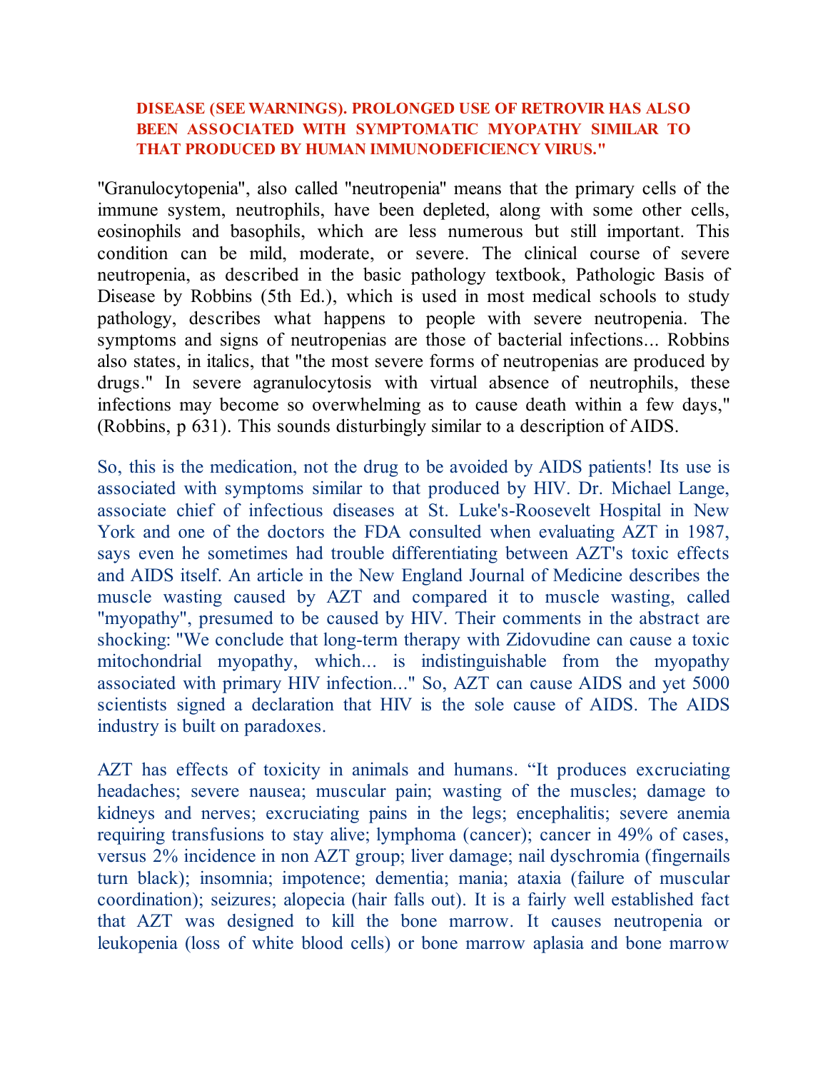**DISEASE (SEE WARNINGS). PROLONGED USE OF RETROVIR HAS ALSO BEEN ASSOCIATED WITH SYMPTOMATIC MYOPATHY SIMILAR TO THAT PRODUCED BY HUMAN IMMUNODEFICIENCY VIRUS."**

"Granulocytopenia", also called "neutropenia" means that the primary cells of the immune system, neutrophils, have been depleted, along with some other cells, eosinophils and basophils, which are less numerous but still important. This condition can be mild, moderate, or severe. The clinical course of severe neutropenia, as described in the basic pathology textbook, Pathologic Basis of Disease by Robbins (5th Ed.), which is used in most medical schools to study pathology, describes what happens to people with severe neutropenia. The symptoms and signs of neutropenias are those of bacterial infections... Robbins also states, in italics, that "the most severe forms of neutropenias are produced by drugs." In severe agranulocytosis with virtual absence of neutrophils, these infections may become so overwhelming as to cause death within a few days," (Robbins, p 631). This sounds disturbingly similar to a description of AIDS.

So, this is the medication, not the drug to be avoided by AIDS patients! Its use is associated with symptoms similar to that produced by HIV. Dr. Michael Lange, associate chief of infectious diseases at St. Luke's-Roosevelt Hospital in New York and one of the doctors the FDA consulted when evaluating AZT in 1987, says even he sometimes had trouble differentiating between AZT's toxic effects and AIDS itself. An article in the New England Journal of Medicine describes the muscle wasting caused by AZT and compared it to muscle wasting, called "myopathy", presumed to be caused by HIV. Their comments in the abstract are shocking: "We conclude that long-term therapy with Zidovudine can cause a toxic mitochondrial myopathy, which... is indistinguishable from the myopathy associated with primary HIV infection..." So, AZT can cause AIDS and yet 5000 scientists signed a declaration that HIV is the sole cause of AIDS. The AIDS industry is built on paradoxes.

AZT has effects of toxicity in animals and humans. "It produces excruciating headaches; severe nausea; muscular pain; wasting of the muscles; damage to kidneys and nerves; excruciating pains in the legs; encephalitis; severe anemia requiring transfusions to stay alive; lymphoma (cancer); cancer in 49% of cases, versus 2% incidence in non AZT group; liver damage; nail dyschromia (fingernails turn black); insomnia; impotence; dementia; mania; ataxia (failure of muscular coordination); seizures; alopecia (hair falls out). It is a fairly well established fact that AZT was designed to kill the bone marrow. It causes neutropenia or leukopenia (loss of white blood cells) or bone marrow aplasia and bone marrow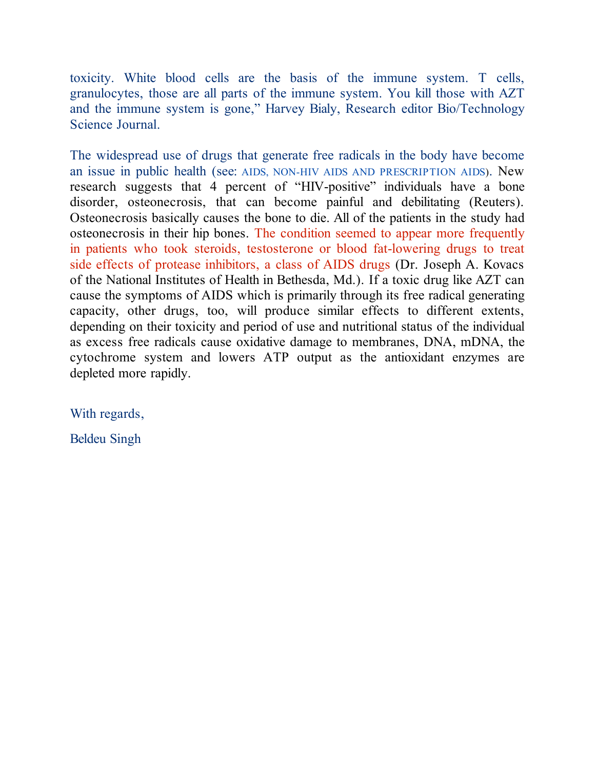toxicity. White blood cells are the basis of the immune system. T cells, granulocytes, those are all parts of the immune system. You kill those with AZT and the immune system is gone," Harvey Bialy, Research editor Bio/Technology Science Journal.

The widespread use of drugs that generate free radicals in the body have become an issue in public health (see: AIDS, NON-HIV AIDS AND PRESCRIPTION AIDS). New research suggests that 4 percent of "HIV-positive" individuals have a bone disorder, osteonecrosis, that can become painful and debilitating (Reuters). Osteonecrosis basically causes the bone to die. All of the patients in the study had osteonecrosis in their hip bones. The condition seemed to appear more frequently in patients who took steroids, testosterone or blood fat-lowering drugs to treat side effects of protease inhibitors, a class of AIDS drugs (Dr. Joseph A. Kovacs of the National Institutes of Health in Bethesda, Md.). If a toxic drug like AZT can cause the symptoms of AIDS which is primarily through its free radical generating capacity, other drugs, too, will produce similar effects to different extents, depending on their toxicity and period of use and nutritional status of the individual as excess free radicals cause oxidative damage to membranes, DNA, mDNA, the cytochrome system and lowers ATP output as the antioxidant enzymes are depleted more rapidly.

With regards,

Beldeu Singh